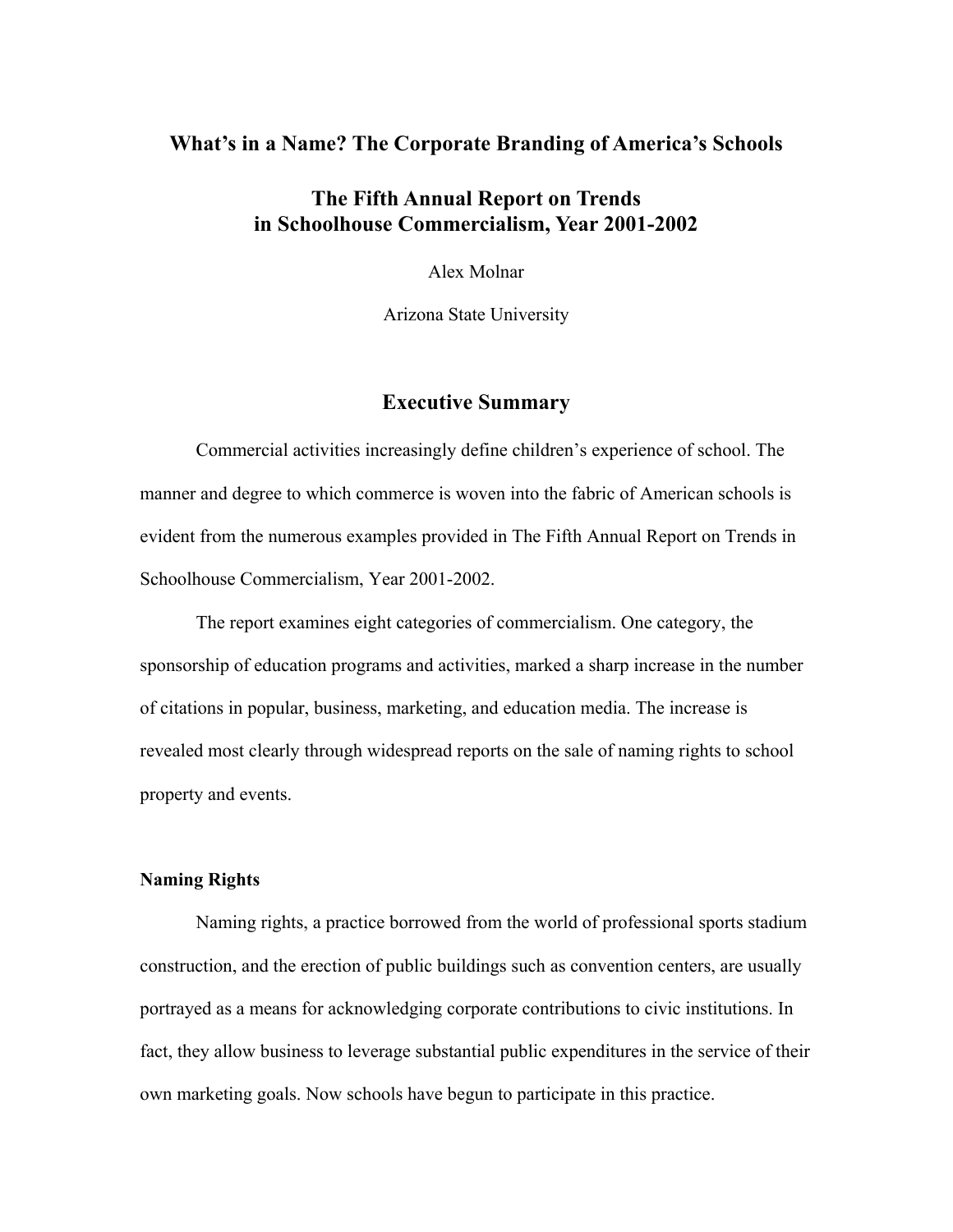# What's in a Name? The Corporate Branding of America's Schools

## The Fifth Annual Report on Trends in Schoolhouse Commercialism, Year 2001-2002

Alex Molnar

Arizona State University

## Executive Summary

Commercial activities increasingly define children's experience of school. The manner and degree to which commerce is woven into the fabric of American schools is evident from the numerous examples provided in The Fifth Annual Report on Trends in Schoolhouse Commercialism, Year 2001-2002.

The report examines eight categories of commercialism. One category, the sponsorship of education programs and activities, marked a sharp increase in the number of citations in popular, business, marketing, and education media. The increase is revealed most clearly through widespread reports on the sale of naming rights to school property and events.

### Naming Rights

Naming rights, a practice borrowed from the world of professional sports stadium construction, and the erection of public buildings such as convention centers, are usually portrayed as a means for acknowledging corporate contributions to civic institutions. In fact, they allow business to leverage substantial public expenditures in the service of their own marketing goals. Now schools have begun to participate in this practice.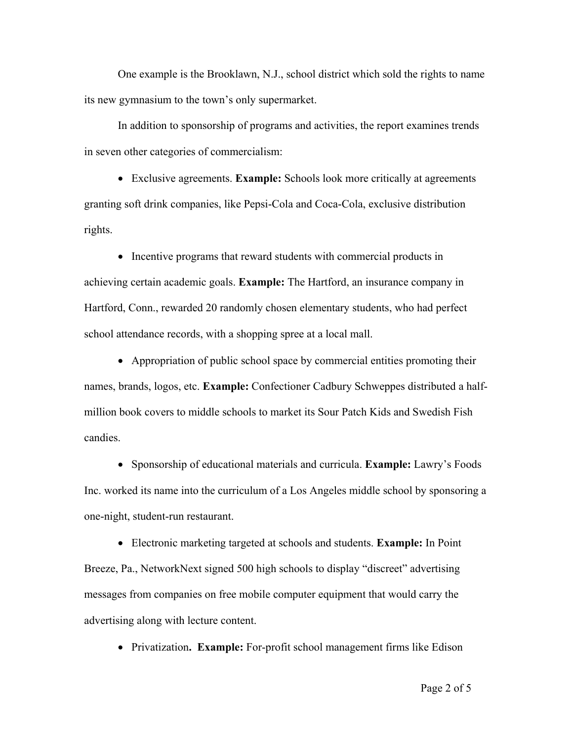One example is the Brooklawn, N.J., school district which sold the rights to name its new gymnasium to the town's only supermarket.

In addition to sponsorship of programs and activities, the report examines trends in seven other categories of commercialism:

- Exclusive agreements. **Example:** Schools look more critically at agreements granting soft drink companies, like Pepsi-Cola and Coca-Cola, exclusive distribution rights.

- Incentive programs that reward students with commercial products in achieving certain academic goals. **Example:** The Hartford, an insurance company in Hartford, Conn., rewarded 20 randomly chosen elementary students, who had perfect school attendance records, with a shopping spree at a local mall.

- Appropriation of public school space by commercial entities promoting their names, brands, logos, etc. **Example:** Confectioner Cadbury Schweppes distributed a half-million book covers to middle schools to market its Sour Patch Kids and Swedish Fish candies.

- Sponsorship of educational materials and curricula. **Example:** Lawry's Foods Inc. worked its name into the curriculum of a Los Angeles middle school by sponsoring a one-night, student-run restaurant.

- Electronic marketing targeted at schools and students. **Example:** In Point Breeze, Pa., NetworkNext signed 500 high schools to display "discreet" advertising messages from companies on free mobile computer equipment that would carry the advertising along with lecture content.

- Privatization**. Example:** For-profit school management firms like Edison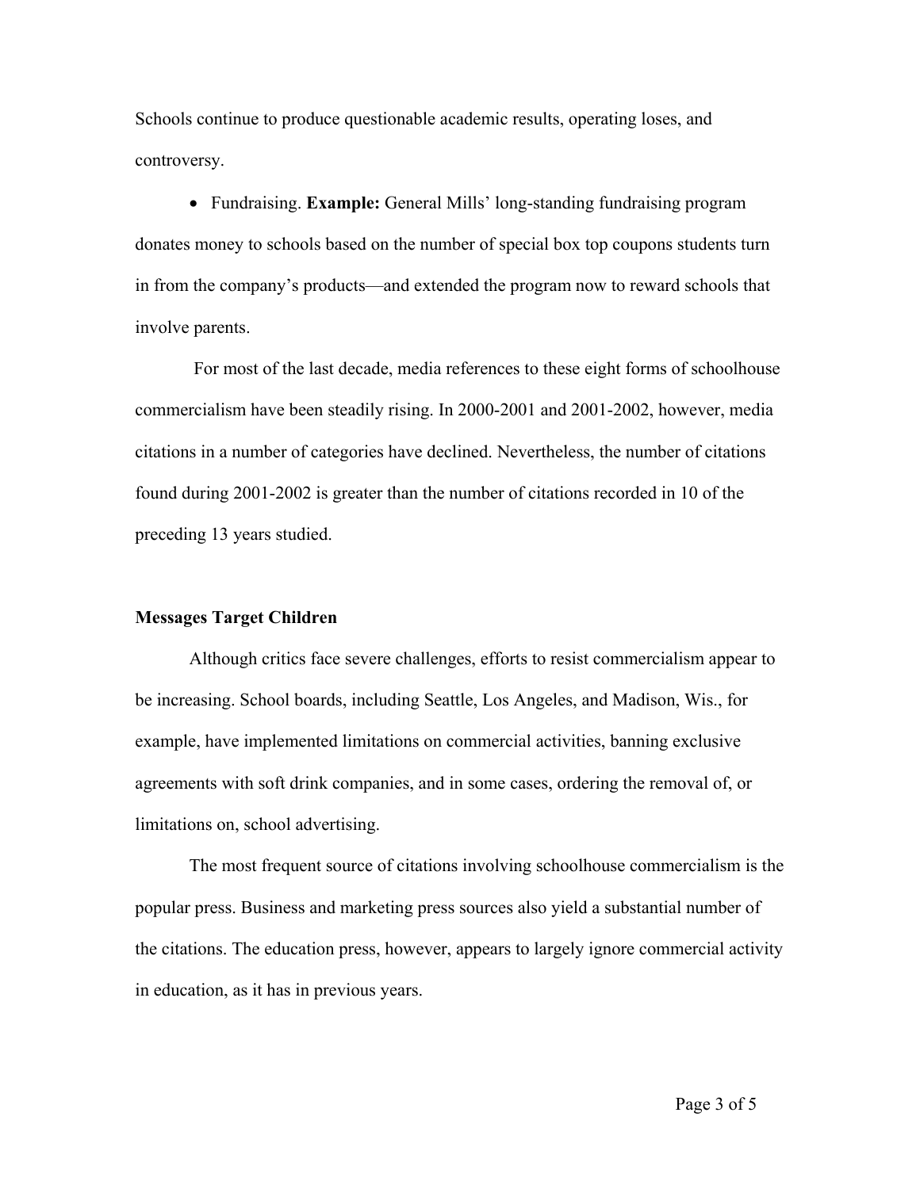Schools continue to produce questionable academic results, operating loses, and controversy.

- Fundraising. **Example:** General Mills' long-standing fundraising program donates money to schools based on the number of special box top coupons students turn in from the company's products—and extended the program now to reward schools that involve parents.

For most of the last decade, media references to these eight forms of schoolhouse commercialism have been steadily rising. In 2000-2001 and 2001-2002, however, media citations in a number of categories have declined. Nevertheless, the number of citations found during 2001-2002 is greater than the number of citations recorded in 10 of the preceding 13 years studied.

**Messages Target Children**

Although critics face severe challenges, efforts to resist commercialism appear to be increasing. School boards, including Seattle, Los Angeles, and Madison, Wis., for example, have implemented limitations on commercial activities, banning exclusive agreements with soft drink companies, and in some cases, ordering the removal of, or limitations on, school advertising.

The most frequent source of citations involving schoolhouse commercialism is the popular press. Business and marketing press sources also yield a substantial number of the citations. The education press, however, appears to largely ignore commercial activity in education, as it has in previous years.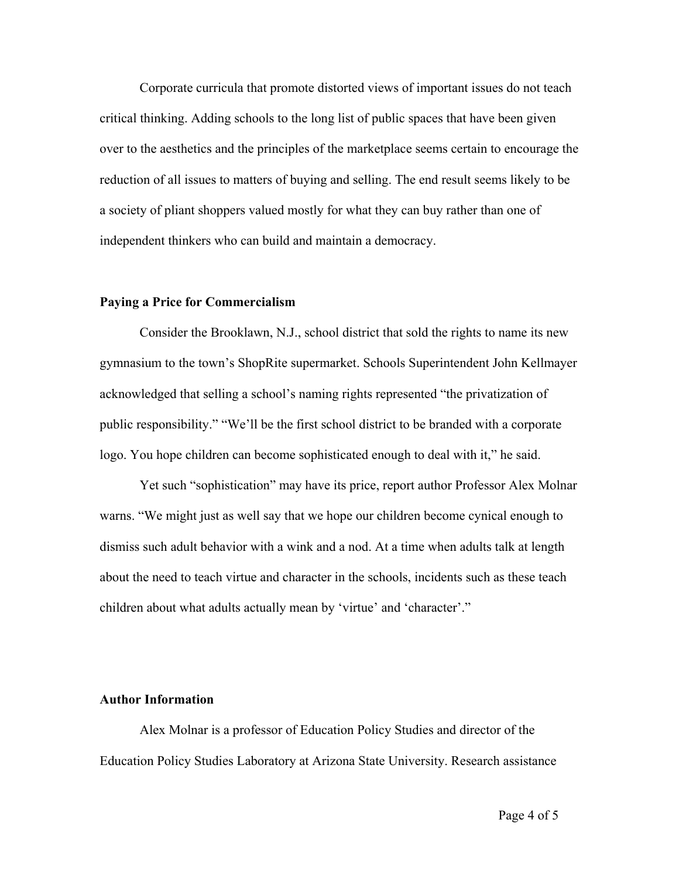Corporate curricula that promote distorted views of important issues do not teach critical thinking. Adding schools to the long list of public spaces that have been given over to the aesthetics and the principles of the marketplace seems certain to encourage the reduction of all issues to matters of buying and selling. The end result seems likely to be a society of pliant shoppers valued mostly for what they can buy rather than one of independent thinkers who can build and maintain a democracy.

**Paying a Price for Commercialism**

Consider the Brooklawn, N.J., school district that sold the rights to name its new gymnasium to the town's ShopRite supermarket. Schools Superintendent John Kellmayer acknowledged that selling a school's naming rights represented "the privatization of public responsibility." "We'll be the first school district to be branded with a corporate logo. You hope children can become sophisticated enough to deal with it," he said.

Yet such "sophistication" may have its price, report author Professor Alex Molnar warns. "We might just as well say that we hope our children become cynical enough to dismiss such adult behavior with a wink and a nod. At a time when adults talk at length about the need to teach virtue and character in the schools, incidents such as these teach children about what adults actually mean by 'virtue' and 'character'."

**Author Information**

Alex Molnar is a professor of Education Policy Studies and director of the Education Policy Studies Laboratory at Arizona State University. Research assistance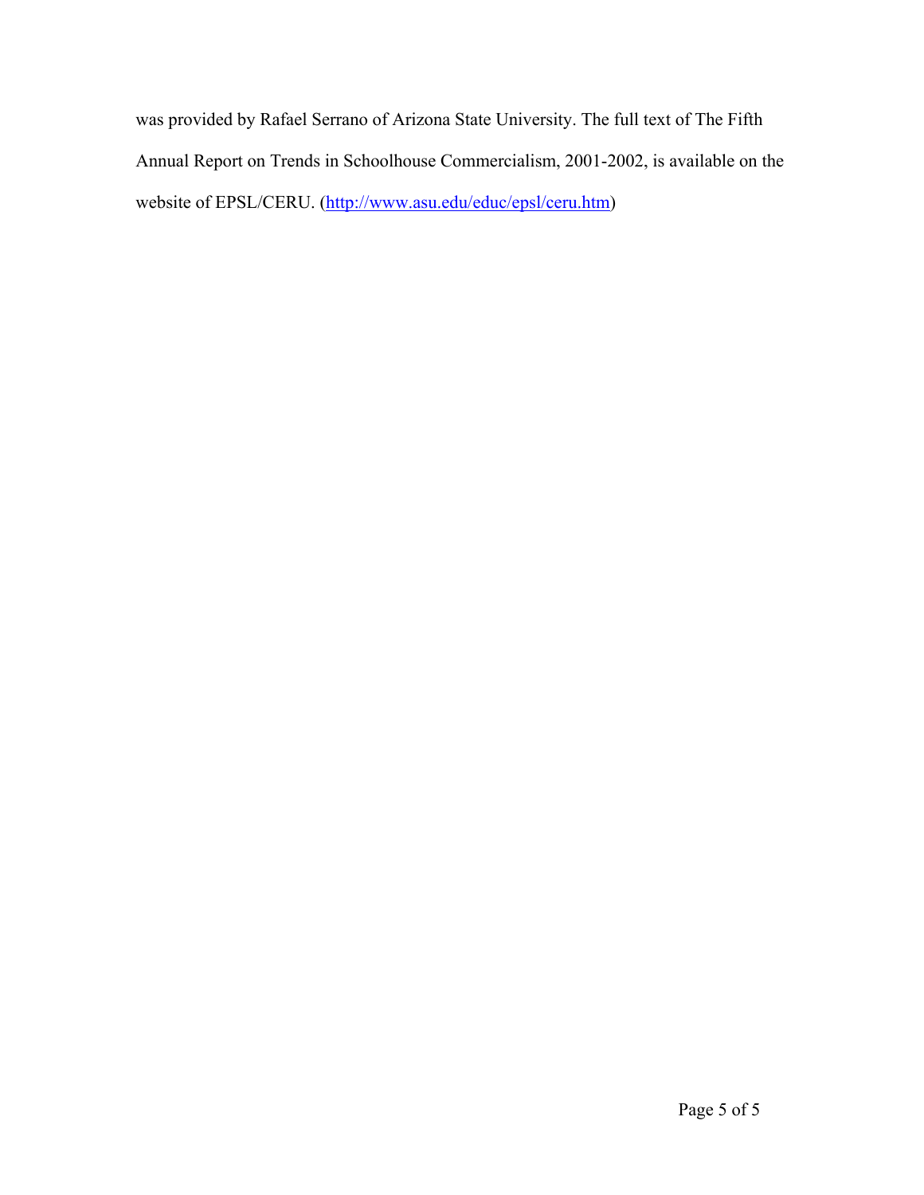was provided by Rafael Serrano of Arizona State University. The full text of The Fifth Annual Report on Trends in Schoolhouse Commercialism, 2001-2002, is available on the website of EPSL/CERU. ([http://www.asu.edu/educ/epsl/ceru.htm](http://www.asu.edu/educ/epsl/ceru.htm))